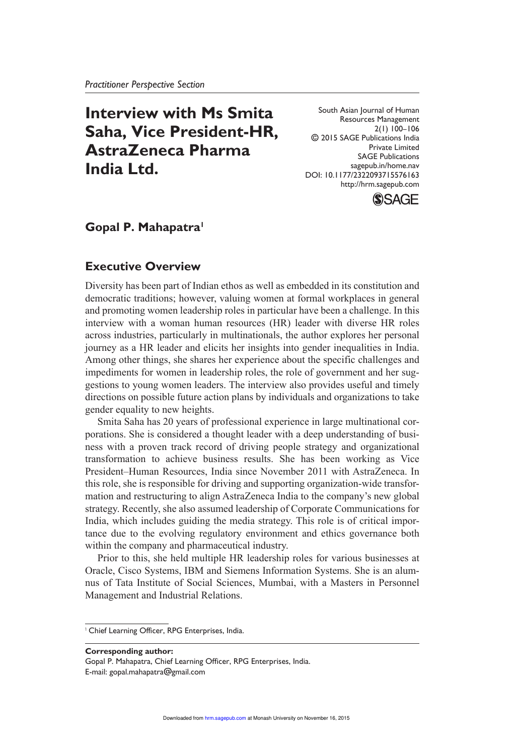*Practitioner Perspective Section*

# Interview with Ms Smita Saha, Vice President-HR, AstraZeneca Pharma India Ltd.

South Asian Journal of Human Resources Management
2(1) 100–106
© 2015 SAGE Publications India Private Limited
SAGE Publications
sagepub.in/home.nav
DOI: 10.1177/2322093715576163
http://hrm.sagepub.com

**Gopal P. Mahapatra**[1]

## Executive Overview

Diversity has been part of Indian ethos as well as embedded in its constitution and democratic traditions; however, valuing women at formal workplaces in general and promoting women leadership roles in particular have been a challenge. In this interview with a woman human resources (HR) leader with diverse HR roles across industries, particularly in multinationals, the author explores her personal journey as a HR leader and elicits her insights into gender inequalities in India. Among other things, she shares her experience about the specific challenges and impediments for women in leadership roles, the role of government and her suggestions to young women leaders. The interview also provides useful and timely directions on possible future action plans by individuals and organizations to take gender equality to new heights.

Smita Saha has 20 years of professional experience in large multinational corporations. She is considered a thought leader with a deep understanding of business with a proven track record of driving people strategy and organizational transformation to achieve business results. She has been working as Vice President–Human Resources, India since November 2011 with AstraZeneca. In this role, she is responsible for driving and supporting organization-wide transformation and restructuring to align AstraZeneca India to the company's new global strategy. Recently, she also assumed leadership of Corporate Communications for India, which includes guiding the media strategy. This role is of critical importance due to the evolving regulatory environment and ethics governance both within the company and pharmaceutical industry.

Prior to this, she held multiple HR leadership roles for various businesses at Oracle, Cisco Systems, IBM and Siemens Information Systems. She is an alumnus of Tata Institute of Social Sciences, Mumbai, with a Masters in Personnel Management and Industrial Relations.

[1] Chief Learning Officer, RPG Enterprises, India.

**Corresponding author:**
Gopal P. Mahapatra, Chief Learning Officer, RPG Enterprises, India.
E-mail: gopal.mahapatra@gmail.com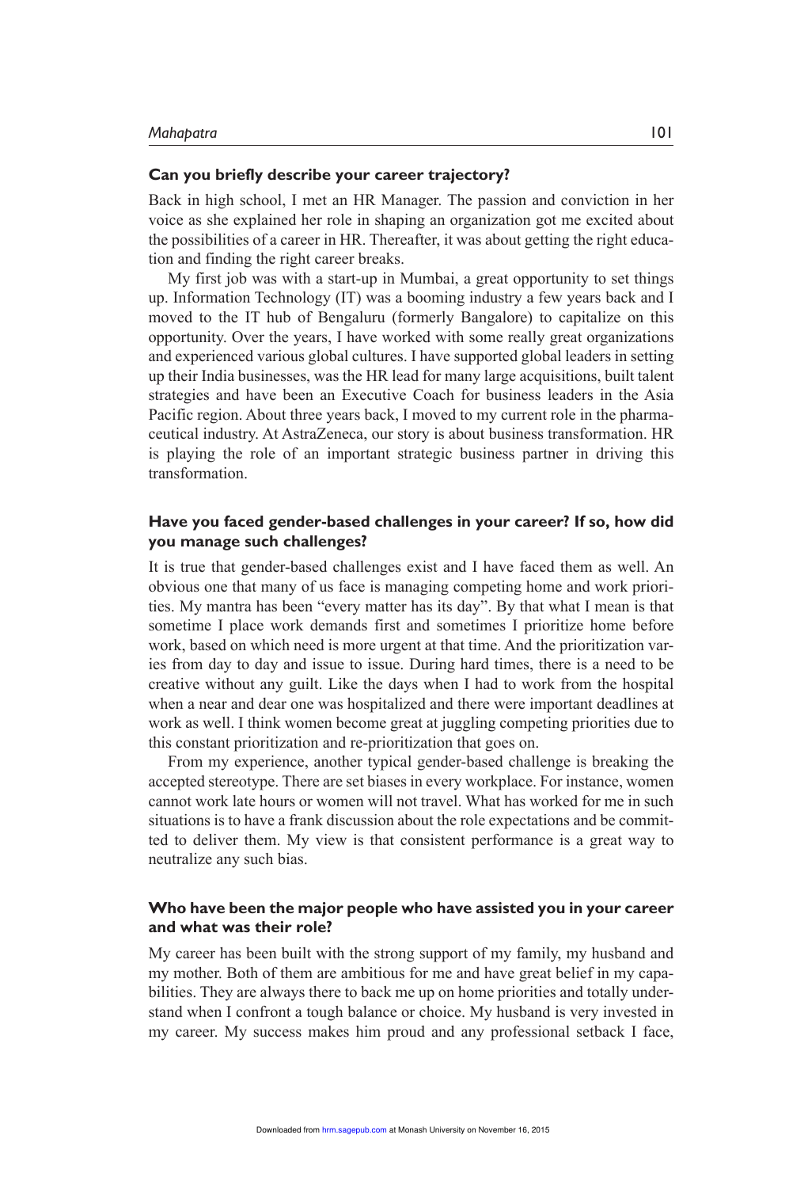**Can you briefly describe your career trajectory?**

Back in high school, I met an HR Manager. The passion and conviction in her voice as she explained her role in shaping an organization got me excited about the possibilities of a career in HR. Thereafter, it was about getting the right education and finding the right career breaks.

My first job was with a start-up in Mumbai, a great opportunity to set things up. Information Technology (IT) was a booming industry a few years back and I moved to the IT hub of Bengaluru (formerly Bangalore) to capitalize on this opportunity. Over the years, I have worked with some really great organizations and experienced various global cultures. I have supported global leaders in setting up their India businesses, was the HR lead for many large acquisitions, built talent strategies and have been an Executive Coach for business leaders in the Asia Pacific region. About three years back, I moved to my current role in the pharmaceutical industry. At AstraZeneca, our story is about business transformation. HR is playing the role of an important strategic business partner in driving this transformation.

**Have you faced gender-based challenges in your career? If so, how did you manage such challenges?**

It is true that gender-based challenges exist and I have faced them as well. An obvious one that many of us face is managing competing home and work priorities. My mantra has been "every matter has its day". By that what I mean is that sometime I place work demands first and sometimes I prioritize home before work, based on which need is more urgent at that time. And the prioritization varies from day to day and issue to issue. During hard times, there is a need to be creative without any guilt. Like the days when I had to work from the hospital when a near and dear one was hospitalized and there were important deadlines at work as well. I think women become great at juggling competing priorities due to this constant prioritization and re-prioritization that goes on.

From my experience, another typical gender-based challenge is breaking the accepted stereotype. There are set biases in every workplace. For instance, women cannot work late hours or women will not travel. What has worked for me in such situations is to have a frank discussion about the role expectations and be committed to deliver them. My view is that consistent performance is a great way to neutralize any such bias.

**Who have been the major people who have assisted you in your career and what was their role?**

My career has been built with the strong support of my family, my husband and my mother. Both of them are ambitious for me and have great belief in my capabilities. They are always there to back me up on home priorities and totally understand when I confront a tough balance or choice. My husband is very invested in my career. My success makes him proud and any professional setback I face,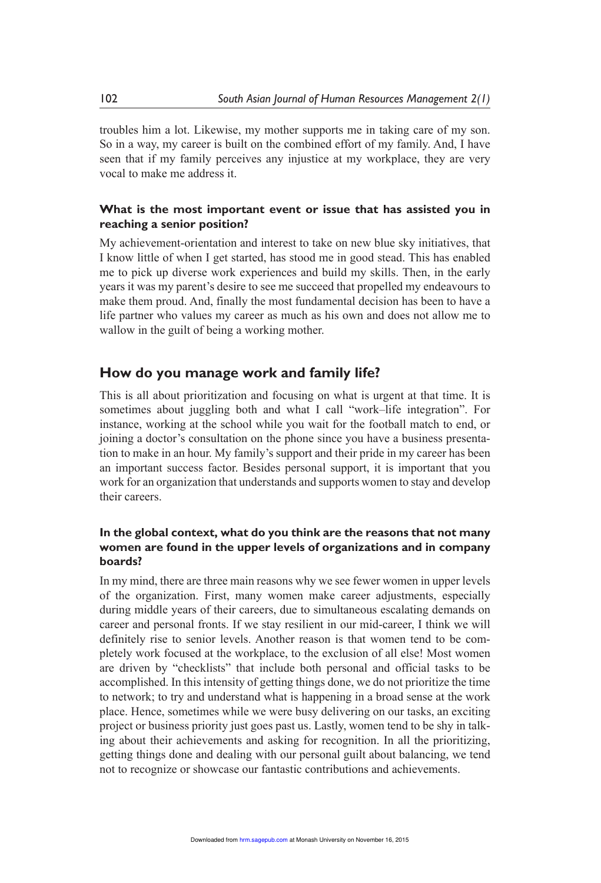troubles him a lot. Likewise, my mother supports me in taking care of my son. So in a way, my career is built on the combined effort of my family. And, I have seen that if my family perceives any injustice at my workplace, they are very vocal to make me address it.

### What is the most important event or issue that has assisted you in reaching a senior position?

My achievement-orientation and interest to take on new blue sky initiatives, that I know little of when I get started, has stood me in good stead. This has enabled me to pick up diverse work experiences and build my skills. Then, in the early years it was my parent's desire to see me succeed that propelled my endeavours to make them proud. And, finally the most fundamental decision has been to have a life partner who values my career as much as his own and does not allow me to wallow in the guilt of being a working mother.

## How do you manage work and family life?

This is all about prioritization and focusing on what is urgent at that time. It is sometimes about juggling both and what I call "work–life integration". For instance, working at the school while you wait for the football match to end, or joining a doctor's consultation on the phone since you have a business presentation to make in an hour. My family's support and their pride in my career has been an important success factor. Besides personal support, it is important that you work for an organization that understands and supports women to stay and develop their careers.

### In the global context, what do you think are the reasons that not many women are found in the upper levels of organizations and in company boards?

In my mind, there are three main reasons why we see fewer women in upper levels of the organization. First, many women make career adjustments, especially during middle years of their careers, due to simultaneous escalating demands on career and personal fronts. If we stay resilient in our mid-career, I think we will definitely rise to senior levels. Another reason is that women tend to be completely work focused at the workplace, to the exclusion of all else! Most women are driven by "checklists" that include both personal and official tasks to be accomplished. In this intensity of getting things done, we do not prioritize the time to network; to try and understand what is happening in a broad sense at the work place. Hence, sometimes while we were busy delivering on our tasks, an exciting project or business priority just goes past us. Lastly, women tend to be shy in talking about their achievements and asking for recognition. In all the prioritizing, getting things done and dealing with our personal guilt about balancing, we tend not to recognize or showcase our fantastic contributions and achievements.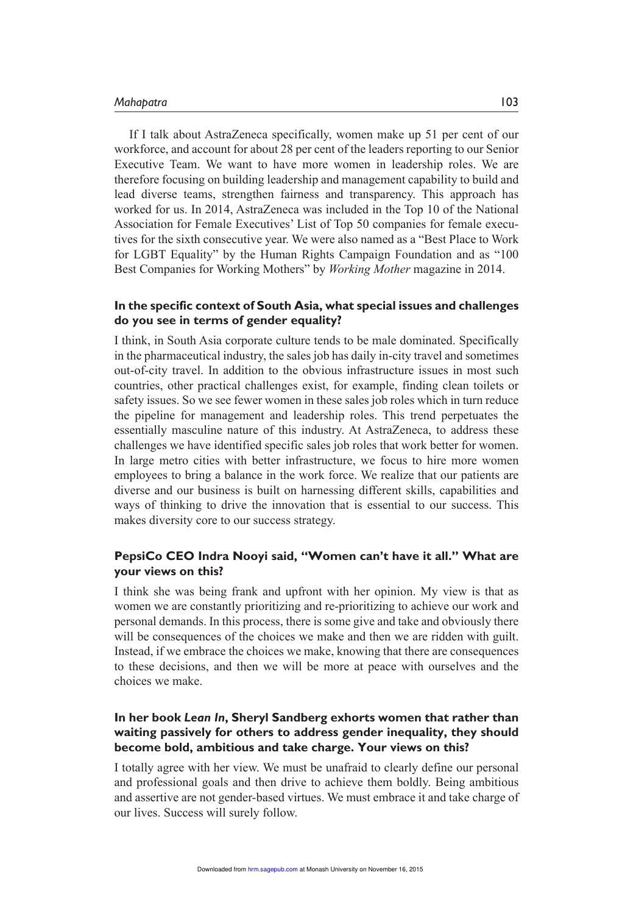If I talk about AstraZeneca specifically, women make up 51 per cent of our workforce, and account for about 28 per cent of the leaders reporting to our Senior Executive Team. We want to have more women in leadership roles. We are therefore focusing on building leadership and management capability to build and lead diverse teams, strengthen fairness and transparency. This approach has worked for us. In 2014, AstraZeneca was included in the Top 10 of the National Association for Female Executives' List of Top 50 companies for female executives for the sixth consecutive year. We were also named as a "Best Place to Work for LGBT Equality" by the Human Rights Campaign Foundation and as "100 Best Companies for Working Mothers" by *Working Mother* magazine in 2014.

**In the specific context of South Asia, what special issues and challenges do you see in terms of gender equality?**

I think, in South Asia corporate culture tends to be male dominated. Specifically in the pharmaceutical industry, the sales job has daily in-city travel and sometimes out-of-city travel. In addition to the obvious infrastructure issues in most such countries, other practical challenges exist, for example, finding clean toilets or safety issues. So we see fewer women in these sales job roles which in turn reduce the pipeline for management and leadership roles. This trend perpetuates the essentially masculine nature of this industry. At AstraZeneca, to address these challenges we have identified specific sales job roles that work better for women. In large metro cities with better infrastructure, we focus to hire more women employees to bring a balance in the work force. We realize that our patients are diverse and our business is built on harnessing different skills, capabilities and ways of thinking to drive the innovation that is essential to our success. This makes diversity core to our success strategy.

**PepsiCo CEO Indra Nooyi said, "Women can't have it all." What are your views on this?**

I think she was being frank and upfront with her opinion. My view is that as women we are constantly prioritizing and re-prioritizing to achieve our work and personal demands. In this process, there is some give and take and obviously there will be consequences of the choices we make and then we are ridden with guilt. Instead, if we embrace the choices we make, knowing that there are consequences to these decisions, and then we will be more at peace with ourselves and the choices we make.

**In her book *Lean In*, Sheryl Sandberg exhorts women that rather than waiting passively for others to address gender inequality, they should become bold, ambitious and take charge. Your views on this?**

I totally agree with her view. We must be unafraid to clearly define our personal and professional goals and then drive to achieve them boldly. Being ambitious and assertive are not gender-based virtues. We must embrace it and take charge of our lives. Success will surely follow.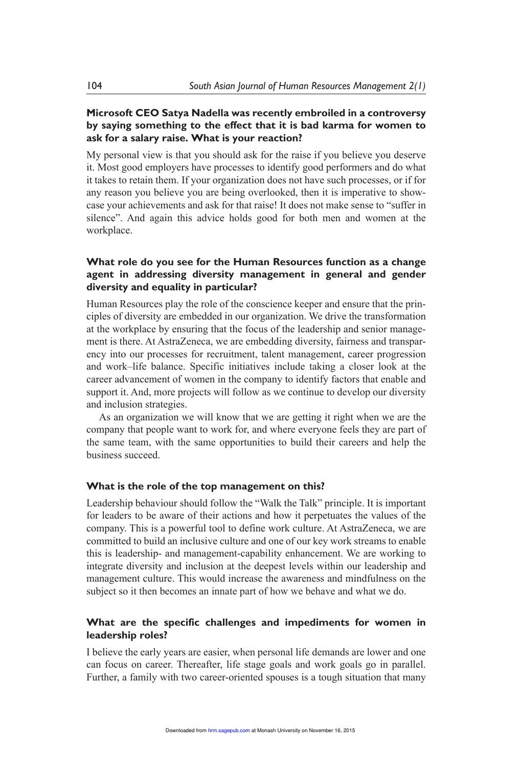**Microsoft CEO Satya Nadella was recently embroiled in a controversy by saying something to the effect that it is bad karma for women to ask for a salary raise. What is your reaction?**

My personal view is that you should ask for the raise if you believe you deserve it. Most good employers have processes to identify good performers and do what it takes to retain them. If your organization does not have such processes, or if for any reason you believe you are being overlooked, then it is imperative to showcase your achievements and ask for that raise! It does not make sense to "suffer in silence". And again this advice holds good for both men and women at the workplace.

**What role do you see for the Human Resources function as a change agent in addressing diversity management in general and gender diversity and equality in particular?**

Human Resources play the role of the conscience keeper and ensure that the principles of diversity are embedded in our organization. We drive the transformation at the workplace by ensuring that the focus of the leadership and senior management is there. At AstraZeneca, we are embedding diversity, fairness and transparency into our processes for recruitment, talent management, career progression and work–life balance. Specific initiatives include taking a closer look at the career advancement of women in the company to identify factors that enable and support it. And, more projects will follow as we continue to develop our diversity and inclusion strategies.

As an organization we will know that we are getting it right when we are the company that people want to work for, and where everyone feels they are part of the same team, with the same opportunities to build their careers and help the business succeed.

**What is the role of the top management on this?**

Leadership behaviour should follow the "Walk the Talk" principle. It is important for leaders to be aware of their actions and how it perpetuates the values of the company. This is a powerful tool to define work culture. At AstraZeneca, we are committed to build an inclusive culture and one of our key work streams to enable this is leadership- and management-capability enhancement. We are working to integrate diversity and inclusion at the deepest levels within our leadership and management culture. This would increase the awareness and mindfulness on the subject so it then becomes an innate part of how we behave and what we do.

**What are the specific challenges and impediments for women in leadership roles?**

I believe the early years are easier, when personal life demands are lower and one can focus on career. Thereafter, life stage goals and work goals go in parallel. Further, a family with two career-oriented spouses is a tough situation that many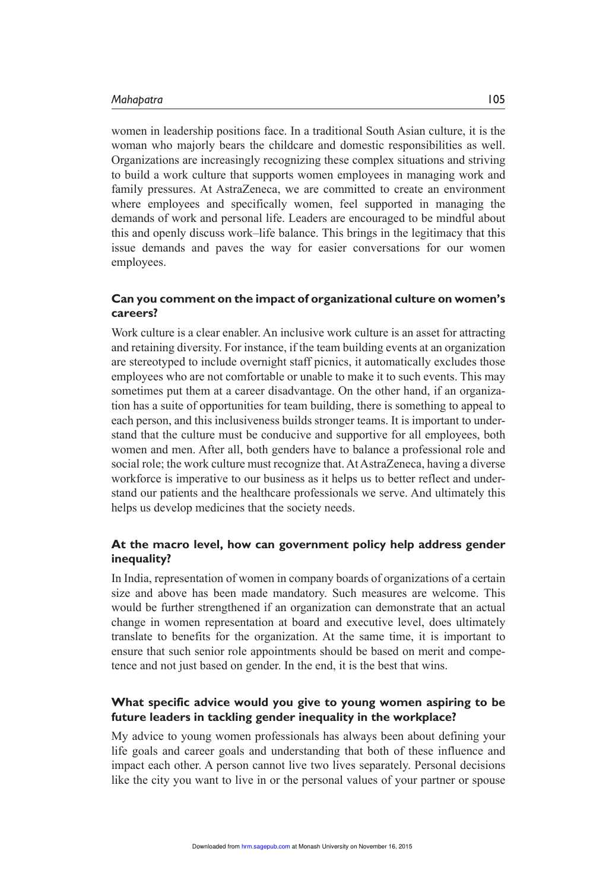women in leadership positions face. In a traditional South Asian culture, it is the woman who majorly bears the childcare and domestic responsibilities as well. Organizations are increasingly recognizing these complex situations and striving to build a work culture that supports women employees in managing work and family pressures. At AstraZeneca, we are committed to create an environment where employees and specifically women, feel supported in managing the demands of work and personal life. Leaders are encouraged to be mindful about this and openly discuss work–life balance. This brings in the legitimacy that this issue demands and paves the way for easier conversations for our women employees.

**Can you comment on the impact of organizational culture on women's careers?**

Work culture is a clear enabler. An inclusive work culture is an asset for attracting and retaining diversity. For instance, if the team building events at an organization are stereotyped to include overnight staff picnics, it automatically excludes those employees who are not comfortable or unable to make it to such events. This may sometimes put them at a career disadvantage. On the other hand, if an organization has a suite of opportunities for team building, there is something to appeal to each person, and this inclusiveness builds stronger teams. It is important to understand that the culture must be conducive and supportive for all employees, both women and men. After all, both genders have to balance a professional role and social role; the work culture must recognize that. At AstraZeneca, having a diverse workforce is imperative to our business as it helps us to better reflect and understand our patients and the healthcare professionals we serve. And ultimately this helps us develop medicines that the society needs.

**At the macro level, how can government policy help address gender inequality?**

In India, representation of women in company boards of organizations of a certain size and above has been made mandatory. Such measures are welcome. This would be further strengthened if an organization can demonstrate that an actual change in women representation at board and executive level, does ultimately translate to benefits for the organization. At the same time, it is important to ensure that such senior role appointments should be based on merit and competence and not just based on gender. In the end, it is the best that wins.

**What specific advice would you give to young women aspiring to be future leaders in tackling gender inequality in the workplace?**

My advice to young women professionals has always been about defining your life goals and career goals and understanding that both of these influence and impact each other. A person cannot live two lives separately. Personal decisions like the city you want to live in or the personal values of your partner or spouse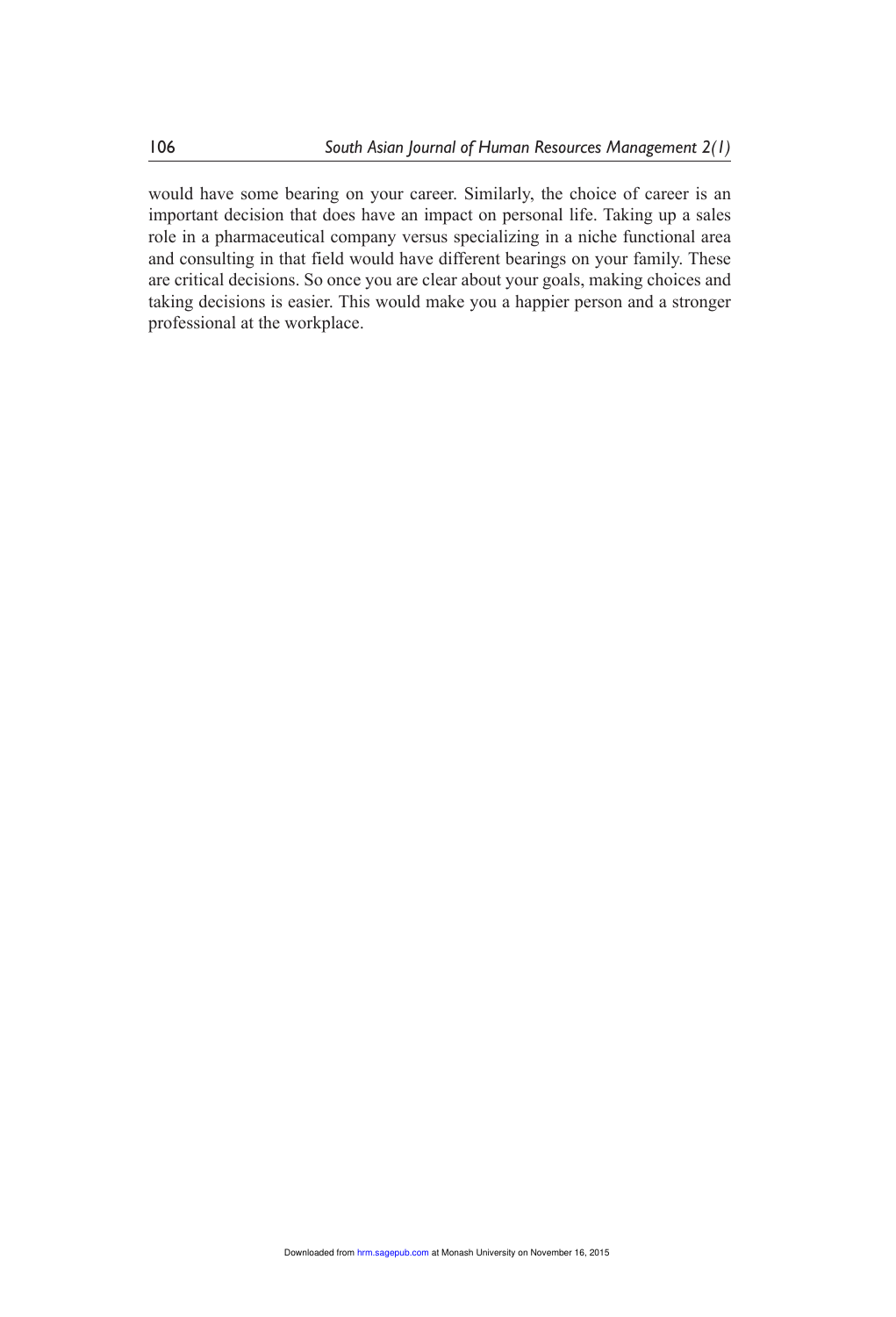would have some bearing on your career. Similarly, the choice of career is an important decision that does have an impact on personal life. Taking up a sales role in a pharmaceutical company versus specializing in a niche functional area and consulting in that field would have different bearings on your family. These are critical decisions. So once you are clear about your goals, making choices and taking decisions is easier. This would make you a happier person and a stronger professional at the workplace.